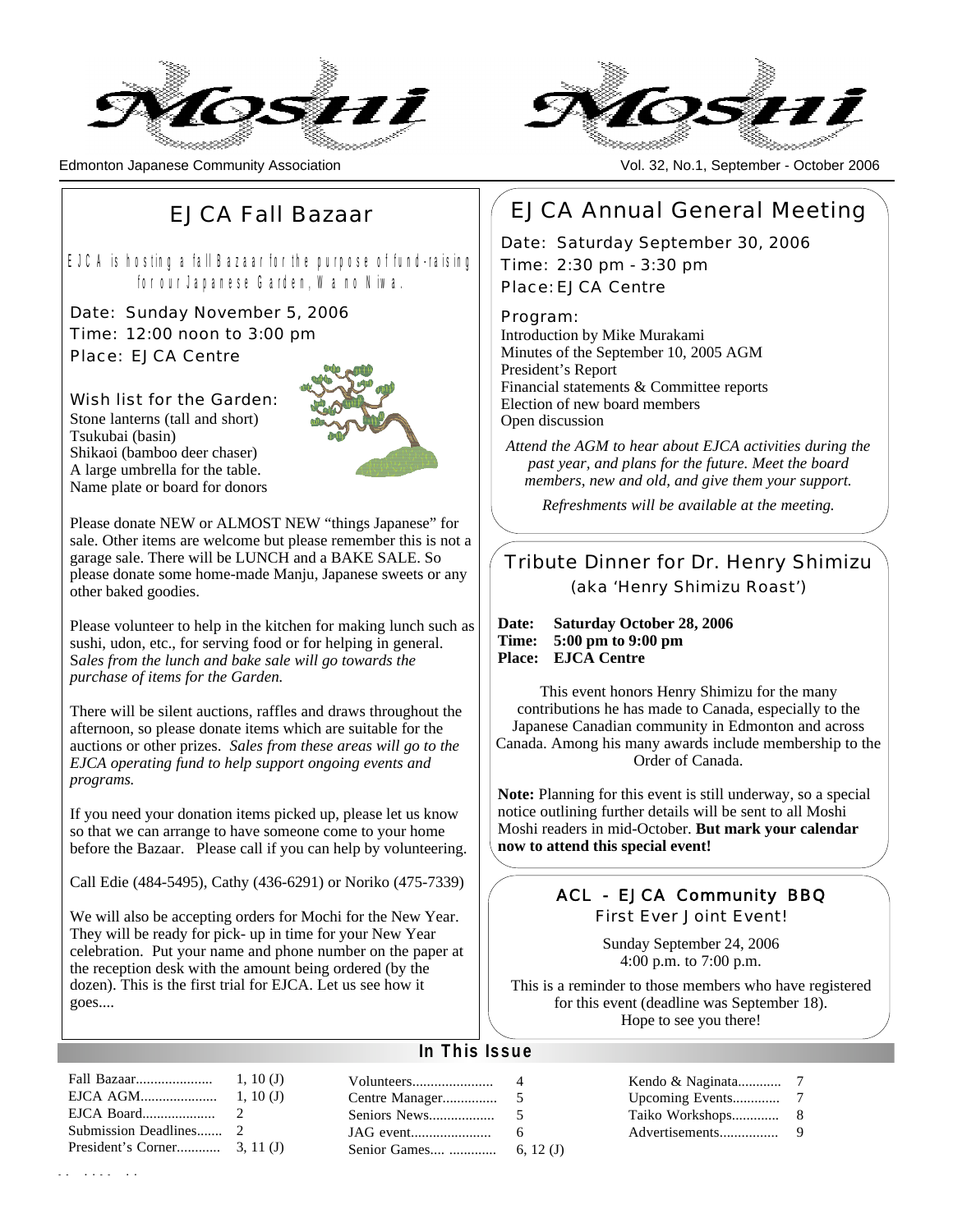# Moshi

Edmonton Japanese Community Association

Vol. 32, No.1, September - October 2006

## EJCA Fall Bazaar

EJCA is hosting a fall Bazaar for the purpose of fund-raising for our Japanese Garden, Wa no Niwa.

Date: Sunday November 5, 2006
Time: 12:00 noon to 3:00 pm
Place: EJCA Centre

Wish list for the Garden:
Stone lanterns (tall and short)
Tsukubai (basin)
Shikaoi (bamboo deer chaser)
A large umbrella for the table.
Name plate or board for donors

Please donate NEW or ALMOST NEW "things Japanese" for sale. Other items are welcome but please remember this is not a garage sale. There will be LUNCH and a BAKE SALE. So please donate some home-made Manju, Japanese sweets or any other baked goodies.

Please volunteer to help in the kitchen for making lunch such as sushi, udon, etc., for serving food or for helping in general. *Sales from the lunch and bake sale will go towards the purchase of items for the Garden.*

There will be silent auctions, raffles and draws throughout the afternoon, so please donate items which are suitable for the auctions or other prizes. *Sales from these areas will go to the EJCA operating fund to help support ongoing events and programs.*

If you need your donation items picked up, please let us know so that we can arrange to have someone come to your home before the Bazaar. Please call if you can help by volunteering.

Call Edie (484-5495), Cathy (436-6291) or Noriko (475-7339)

We will also be accepting orders for Mochi for the New Year. They will be ready for pick- up in time for your New Year celebration. Put your name and phone number on the paper at the reception desk with the amount being ordered (by the dozen). This is the first trial for EJCA. Let us see how it goes....

## EJCA Annual General Meeting

Date: Saturday September 30, 2006
Time: 2:30 pm - 3:30 pm
Place: EJCA Centre

Program:
Introduction by Mike Murakami
Minutes of the September 10, 2005 AGM
President's Report
Financial statements & Committee reports
Election of new board members
Open discussion

*Attend the AGM to hear about EJCA activities during the past year, and plans for the future. Meet the board members, new and old, and give them your support.*

*Refreshments will be available at the meeting.*

## Tribute Dinner for Dr. Henry Shimizu

(aka 'Henry Shimizu Roast')

**Date: Saturday October 28, 2006**
**Time: 5:00 pm to 9:00 pm**
**Place: EJCA Centre**

This event honors Henry Shimizu for the many contributions he has made to Canada, especially to the Japanese Canadian community in Edmonton and across Canada. Among his many awards include membership to the Order of Canada.

**Note:** Planning for this event is still underway, so a special notice outlining further details will be sent to all Moshi Moshi readers in mid-October. **But mark your calendar now to attend this special event!**

## ACL - EJCA Community BBQ

First Ever Joint Event!

Sunday September 24, 2006
4:00 p.m. to 7:00 p.m.

This is a reminder to those members who have registered for this event (deadline was September 18). Hope to see you there!

## In This Issue

| | | | | | |
|---|---|---|---|---|---|
| Fall Bazaar | 1, 10 (J) | Volunteers | 4 | Kendo & Naginata | 7 |
| EJCA AGM | 1, 10 (J) | Centre Manager | 5 | Upcoming Events | 7 |
| EJCA Board | 2 | Seniors News | 5 | Taiko Workshops | 8 |
| Submission Deadlines | 2 | JAG event | 6 | Advertisements | 9 |
| President's Corner | 3, 11 (J) | Senior Games | 6, 12 (J) | | |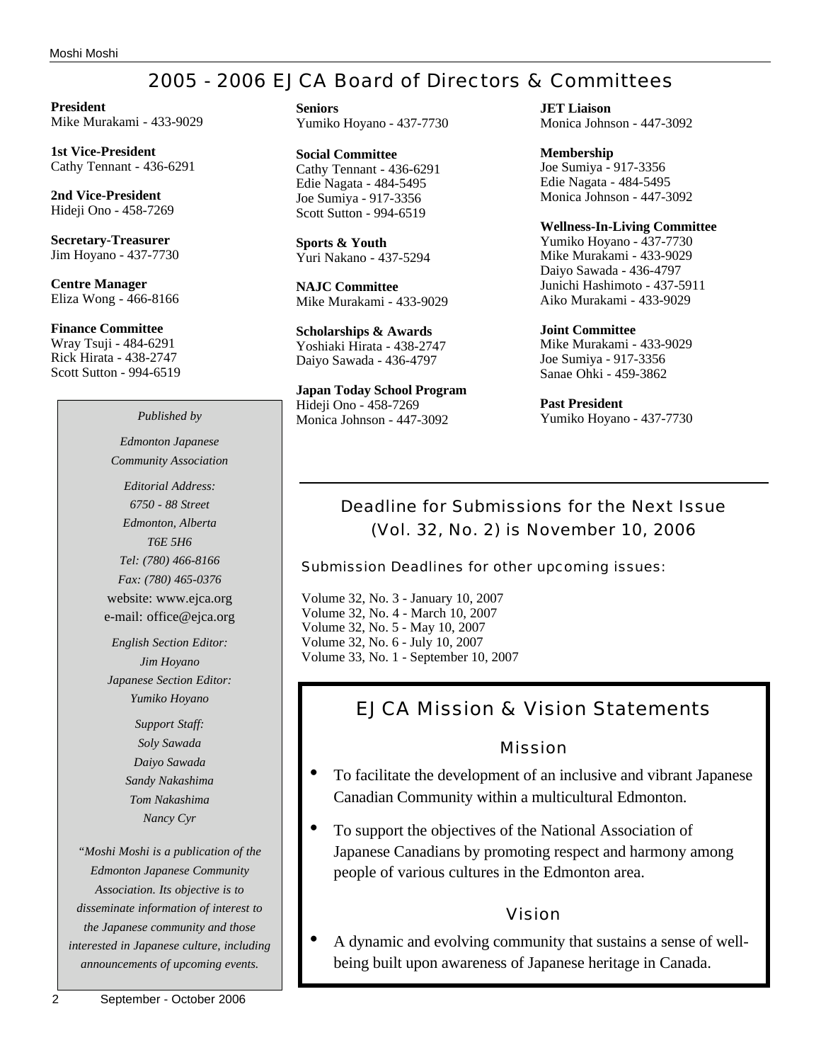# 2005 - 2006 EJCA Board of Directors & Committees

**President**
Mike Murakami - 433-9029

**1st Vice-President**
Cathy Tennant - 436-6291

**2nd Vice-President**
Hideji Ono - 458-7269

**Secretary-Treasurer**
Jim Hoyano - 437-7730

**Centre Manager**
Eliza Wong - 466-8166

**Finance Committee**
Wray Tsuji - 484-6291
Rick Hirata - 438-2747
Scott Sutton - 994-6519

*Published by*

*Edmonton Japanese Community Association*

*Editorial Address:*
*6750 - 88 Street*
*Edmonton, Alberta*
*T6E 5H6*
*Tel: (780) 466-8166*
*Fax: (780) 465-0376*
website: www.ejca.org
e-mail: office@ejca.org

*English Section Editor:*
*Jim Hoyano*
*Japanese Section Editor:*
*Yumiko Hoyano*

*Support Staff:*
*Soly Sawada*
*Daiyo Sawada*
*Sandy Nakashima*
*Tom Nakashima*
*Nancy Cyr*

*"Moshi Moshi is a publication of the Edmonton Japanese Community Association. Its objective is to disseminate information of interest to the Japanese community and those interested in Japanese culture, including announcements of upcoming events.*

**Seniors**
Yumiko Hoyano - 437-7730

**Social Committee**
Cathy Tennant - 436-6291
Edie Nagata - 484-5495
Joe Sumiya - 917-3356
Scott Sutton - 994-6519

**Sports & Youth**
Yuri Nakano - 437-5294

**NAJC Committee**
Mike Murakami - 433-9029

**Scholarships & Awards**
Yoshiaki Hirata - 438-2747
Daiyo Sawada - 436-4797

**Japan Today School Program**
Hideji Ono - 458-7269
Monica Johnson - 447-3092

**JET Liaison**
Monica Johnson - 447-3092

**Membership**
Joe Sumiya - 917-3356
Edie Nagata - 484-5495
Monica Johnson - 447-3092

**Wellness-In-Living Committee**
Yumiko Hoyano - 437-7730
Mike Murakami - 433-9029
Daiyo Sawada - 436-4797
Junichi Hashimoto - 437-5911
Aiko Murakami - 433-9029

**Joint Committee**
Mike Murakami - 433-9029
Joe Sumiya - 917-3356
Sanae Ohki - 459-3862

**Past President**
Yumiko Hoyano - 437-7730

## Deadline for Submissions for the Next Issue (Vol. 32, No. 2) is November 10, 2006

Submission Deadlines for other upcoming issues:

Volume 32, No. 3 - January 10, 2007
Volume 32, No. 4 - March 10, 2007
Volume 32, No. 5 - May 10, 2007
Volume 32, No. 6 - July 10, 2007
Volume 33, No. 1 - September 10, 2007

## EJCA Mission & Vision Statements

### Mission

- To facilitate the development of an inclusive and vibrant Japanese Canadian Community within a multicultural Edmonton.
- To support the objectives of the National Association of Japanese Canadians by promoting respect and harmony among people of various cultures in the Edmonton area.

### Vision

- A dynamic and evolving community that sustains a sense of well-being built upon awareness of Japanese heritage in Canada.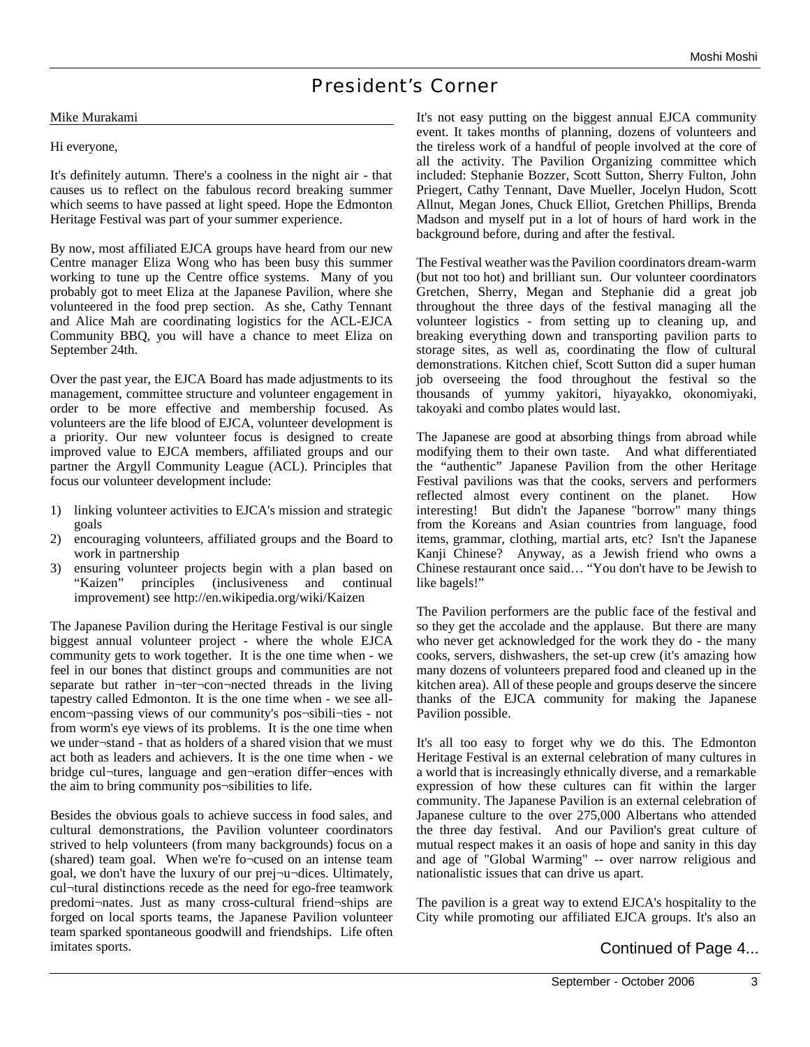# President's Corner

Mike Murakami

Hi everyone,

It's definitely autumn. There's a coolness in the night air - that causes us to reflect on the fabulous record breaking summer which seems to have passed at light speed. Hope the Edmonton Heritage Festival was part of your summer experience.

By now, most affiliated EJCA groups have heard from our new Centre manager Eliza Wong who has been busy this summer working to tune up the Centre office systems. Many of you probably got to meet Eliza at the Japanese Pavilion, where she volunteered in the food prep section. As she, Cathy Tennant and Alice Mah are coordinating logistics for the ACL-EJCA Community BBQ, you will have a chance to meet Eliza on September 24th.

Over the past year, the EJCA Board has made adjustments to its management, committee structure and volunteer engagement in order to be more effective and membership focused. As volunteers are the life blood of EJCA, volunteer development is a priority. Our new volunteer focus is designed to create improved value to EJCA members, affiliated groups and our partner the Argyll Community League (ACL). Principles that focus our volunteer development include:

1) linking volunteer activities to EJCA's mission and strategic goals
2) encouraging volunteers, affiliated groups and the Board to work in partnership
3) ensuring volunteer projects begin with a plan based on "Kaizen" principles (inclusiveness and continual improvement) see http://en.wikipedia.org/wiki/Kaizen

The Japanese Pavilion during the Heritage Festival is our single biggest annual volunteer project - where the whole EJCA community gets to work together. It is the one time when - we feel in our bones that distinct groups and communities are not separate but rather in¬ter¬con¬nected threads in the living tapestry called Edmonton. It is the one time when - we see all-encom¬passing views of our community's pos¬sibili¬ties - not from worm's eye views of its problems. It is the one time when we under¬stand - that as holders of a shared vision that we must act both as leaders and achievers. It is the one time when - we bridge cul¬tures, language and gen¬eration differ¬ences with the aim to bring community pos¬sibilities to life.

Besides the obvious goals to achieve success in food sales, and cultural demonstrations, the Pavilion volunteer coordinators strived to help volunteers (from many backgrounds) focus on a (shared) team goal. When we're fo¬cused on an intense team goal, we don't have the luxury of our prej¬u¬dices. Ultimately, cul¬tural distinctions recede as the need for ego-free teamwork predomi¬nates. Just as many cross-cultural friend¬ships are forged on local sports teams, the Japanese Pavilion volunteer team sparked spontaneous goodwill and friendships. Life often imitates sports.

It's not easy putting on the biggest annual EJCA community event. It takes months of planning, dozens of volunteers and the tireless work of a handful of people involved at the core of all the activity. The Pavilion Organizing committee which included: Stephanie Bozzer, Scott Sutton, Sherry Fulton, John Priegert, Cathy Tennant, Dave Mueller, Jocelyn Hudon, Scott Allnut, Megan Jones, Chuck Elliot, Gretchen Phillips, Brenda Madson and myself put in a lot of hours of hard work in the background before, during and after the festival.

The Festival weather was the Pavilion coordinators dream-warm (but not too hot) and brilliant sun. Our volunteer coordinators Gretchen, Sherry, Megan and Stephanie did a great job throughout the three days of the festival managing all the volunteer logistics - from setting up to cleaning up, and breaking everything down and transporting pavilion parts to storage sites, as well as, coordinating the flow of cultural demonstrations. Kitchen chief, Scott Sutton did a super human job overseeing the food throughout the festival so the thousands of yummy yakitori, hiyayakko, okonomiyaki, takoyaki and combo plates would last.

The Japanese are good at absorbing things from abroad while modifying them to their own taste. And what differentiated the "authentic" Japanese Pavilion from the other Heritage Festival pavilions was that the cooks, servers and performers reflected almost every continent on the planet. How interesting! But didn't the Japanese "borrow" many things from the Koreans and Asian countries from language, food items, grammar, clothing, martial arts, etc? Isn't the Japanese Kanji Chinese? Anyway, as a Jewish friend who owns a Chinese restaurant once said… "You don't have to be Jewish to like bagels!"

The Pavilion performers are the public face of the festival and so they get the accolade and the applause. But there are many who never get acknowledged for the work they do - the many cooks, servers, dishwashers, the set-up crew (it's amazing how many dozens of volunteers prepared food and cleaned up in the kitchen area). All of these people and groups deserve the sincere thanks of the EJCA community for making the Japanese Pavilion possible.

It's all too easy to forget why we do this. The Edmonton Heritage Festival is an external celebration of many cultures in a world that is increasingly ethnically diverse, and a remarkable expression of how these cultures can fit within the larger community. The Japanese Pavilion is an external celebration of Japanese culture to the over 275,000 Albertans who attended the three day festival. And our Pavilion's great culture of mutual respect makes it an oasis of hope and sanity in this day and age of "Global Warming" -- over narrow religious and nationalistic issues that can drive us apart.

The pavilion is a great way to extend EJCA's hospitality to the City while promoting our affiliated EJCA groups. It's also an

Continued of Page 4...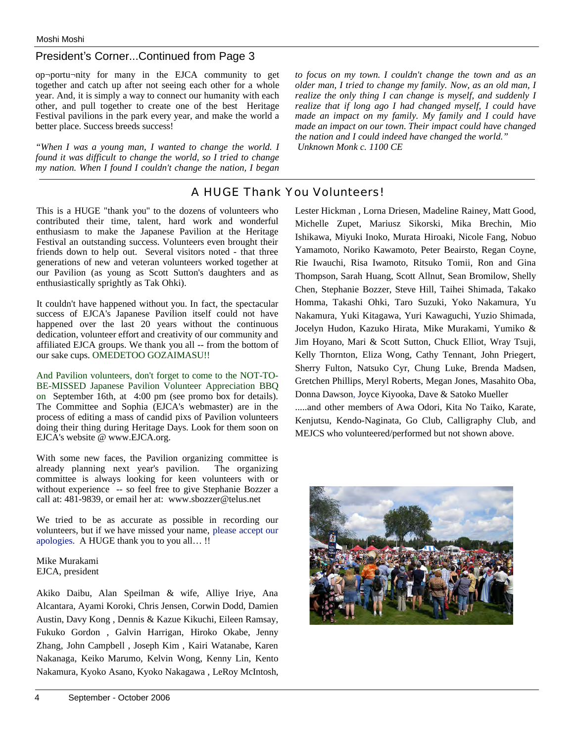## President's Corner...Continued from Page 3

op¬portu¬nity for many in the EJCA community to get together and catch up after not seeing each other for a whole year. And, it is simply a way to connect our humanity with each other, and pull together to create one of the best Heritage Festival pavilions in the park every year, and make the world a better place. Success breeds success!

*"When I was a young man, I wanted to change the world. I found it was difficult to change the world, so I tried to change my nation. When I found I couldn't change the nation, I began to focus on my town. I couldn't change the town and as an older man, I tried to change my family. Now, as an old man, I realize the only thing I can change is myself, and suddenly I realize that if long ago I had changed myself, I could have made an impact on my family. My family and I could have made an impact on our town. Their impact could have changed the nation and I could indeed have changed the world."*
*Unknown Monk c. 1100 CE*

## A HUGE Thank You Volunteers!

This is a HUGE "thank you" to the dozens of volunteers who contributed their time, talent, hard work and wonderful enthusiasm to make the Japanese Pavilion at the Heritage Festival an outstanding success. Volunteers even brought their friends down to help out. Several visitors noted - that three generations of new and veteran volunteers worked together at our Pavilion (as young as Scott Sutton's daughters and as enthusiastically sprightly as Tak Ohki).

It couldn't have happened without you. In fact, the spectacular success of EJCA's Japanese Pavilion itself could not have happened over the last 20 years without the continuous dedication, volunteer effort and creativity of our community and affiliated EJCA groups. We thank you all -- from the bottom of our sake cups. OMEDETOO GOZAIMASU!!

And Pavilion volunteers, don't forget to come to the NOT-TO-BE-MISSED Japanese Pavilion Volunteer Appreciation BBQ on September 16th, at 4:00 pm (see promo box for details). The Committee and Sophia (EJCA's webmaster) are in the process of editing a mass of candid pixs of Pavilion volunteers doing their thing during Heritage Days. Look for them soon on EJCA's website @ www.EJCA.org.

With some new faces, the Pavilion organizing committee is already planning next year's pavilion. The organizing committee is always looking for keen volunteers with or without experience -- so feel free to give Stephanie Bozzer a call at: 481-9839, or email her at: www.sbozzer@telus.net

We tried to be as accurate as possible in recording our volunteers, but if we have missed your name, please accept our apologies. A HUGE thank you to you all… !!

Mike Murakami
EJCA, president

Akiko Daibu, Alan Speilman & wife, Alliye Iriye, Ana Alcantara, Ayami Koroki, Chris Jensen, Corwin Dodd, Damien Austin, Davy Kong , Dennis & Kazue Kikuchi, Eileen Ramsay, Fukuko Gordon , Galvin Harrigan, Hiroko Okabe, Jenny Zhang, John Campbell , Joseph Kim , Kairi Watanabe, Karen Nakanaga, Keiko Marumo, Kelvin Wong, Kenny Lin, Kento Nakamura, Kyoko Asano, Kyoko Nakagawa , LeRoy McIntosh, Lester Hickman , Lorna Driesen, Madeline Rainey, Matt Good, Michelle Zupet, Mariusz Sikorski, Mika Brechin, Mio Ishikawa, Miyuki Inoko, Murata Hiroaki, Nicole Fang, Nobuo Yamamoto, Noriko Kawamoto, Peter Beairsto, Regan Coyne, Rie Iwauchi, Risa Iwamoto, Ritsuko Tomii, Ron and Gina Thompson, Sarah Huang, Scott Allnut, Sean Bromilow, Shelly Chen, Stephanie Bozzer, Steve Hill, Taihei Shimada, Takako Homma, Takashi Ohki, Taro Suzuki, Yoko Nakamura, Yu Nakamura, Yuki Kitagawa, Yuri Kawaguchi, Yuzio Shimada, Jocelyn Hudon, Kazuko Hirata, Mike Murakami, Yumiko & Jim Hoyano, Mari & Scott Sutton, Chuck Elliot, Wray Tsuji, Kelly Thornton, Eliza Wong, Cathy Tennant, John Priegert, Sherry Fulton, Natsuko Cyr, Chung Luke, Brenda Madsen, Gretchen Phillips, Meryl Roberts, Megan Jones, Masahito Oba, Donna Dawson, Joyce Kiyooka, Dave & Satoko Mueller

.....and other members of Awa Odori, Kita No Taiko, Karate, Kenjutsu, Kendo-Naginata, Go Club, Calligraphy Club, and MEJCS who volunteered/performed but not shown above.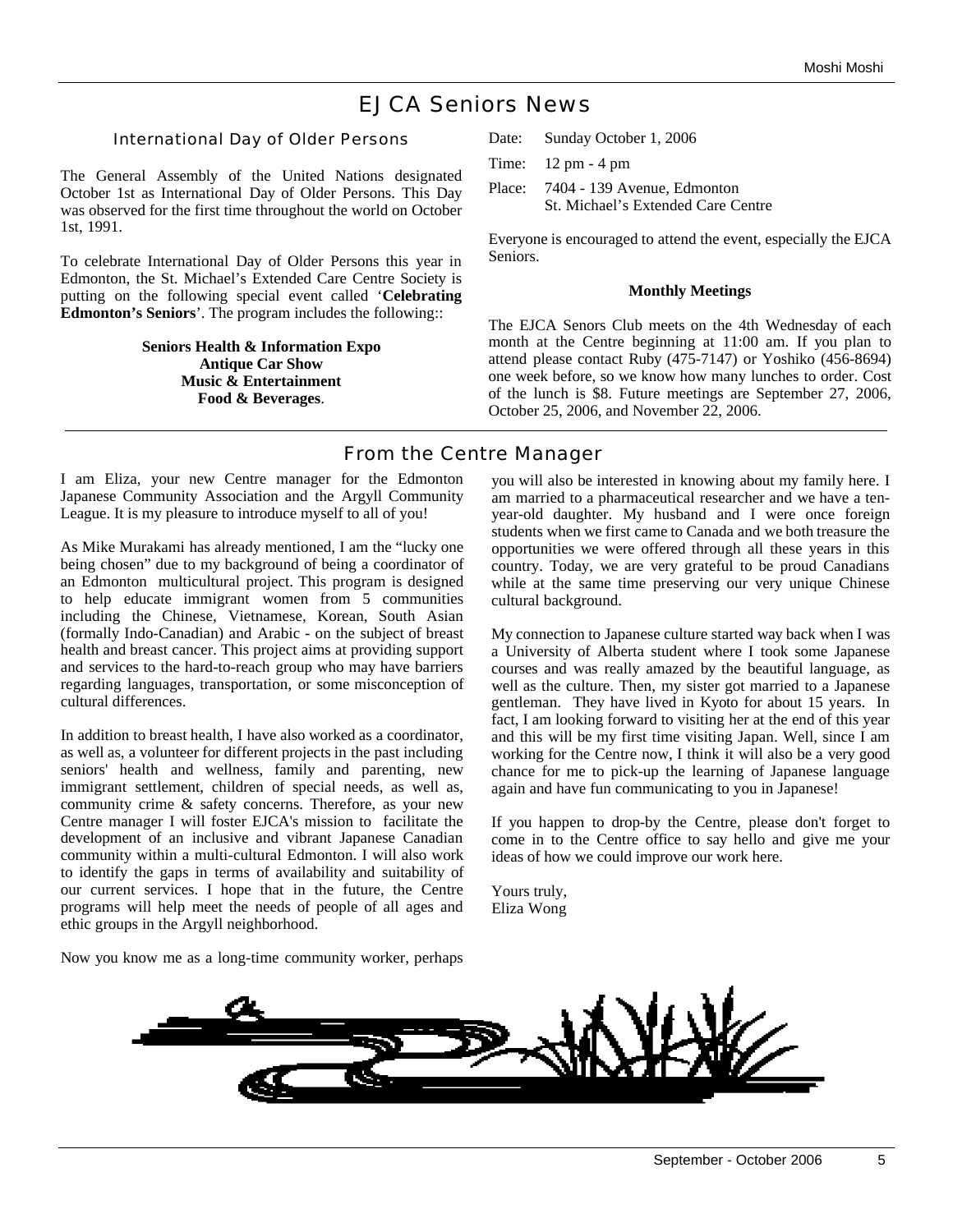# EJCA Seniors News

## International Day of Older Persons

The General Assembly of the United Nations designated October 1st as International Day of Older Persons. This Day was observed for the first time throughout the world on October 1st, 1991.

To celebrate International Day of Older Persons this year in Edmonton, the St. Michael's Extended Care Centre Society is putting on the following special event called '**Celebrating Edmonton's Seniors**'. The program includes the following::

**Seniors Health & Information Expo**
**Antique Car Show**
**Music & Entertainment**
**Food & Beverages**.

Date: Sunday October 1, 2006

Time: 12 pm - 4 pm

Place: 7404 - 139 Avenue, Edmonton
St. Michael's Extended Care Centre

Everyone is encouraged to attend the event, especially the EJCA Seniors.

**Monthly Meetings**

The EJCA Senors Club meets on the 4th Wednesday of each month at the Centre beginning at 11:00 am. If you plan to attend please contact Ruby (475-7147) or Yoshiko (456-8694) one week before, so we know how many lunches to order. Cost of the lunch is $8. Future meetings are September 27, 2006, October 25, 2006, and November 22, 2006.

## From the Centre Manager

I am Eliza, your new Centre manager for the Edmonton Japanese Community Association and the Argyll Community League. It is my pleasure to introduce myself to all of you!

As Mike Murakami has already mentioned, I am the "lucky one being chosen" due to my background of being a coordinator of an Edmonton multicultural project. This program is designed to help educate immigrant women from 5 communities including the Chinese, Vietnamese, Korean, South Asian (formally Indo-Canadian) and Arabic - on the subject of breast health and breast cancer. This project aims at providing support and services to the hard-to-reach group who may have barriers regarding languages, transportation, or some misconception of cultural differences.

In addition to breast health, I have also worked as a coordinator, as well as, a volunteer for different projects in the past including seniors' health and wellness, family and parenting, new immigrant settlement, children of special needs, as well as, community crime & safety concerns. Therefore, as your new Centre manager I will foster EJCA's mission to facilitate the development of an inclusive and vibrant Japanese Canadian community within a multi-cultural Edmonton. I will also work to identify the gaps in terms of availability and suitability of our current services. I hope that in the future, the Centre programs will help meet the needs of people of all ages and ethic groups in the Argyll neighborhood.

Now you know me as a long-time community worker, perhaps you will also be interested in knowing about my family here. I am married to a pharmaceutical researcher and we have a ten-year-old daughter. My husband and I were once foreign students when we first came to Canada and we both treasure the opportunities we were offered through all these years in this country. Today, we are very grateful to be proud Canadians while at the same time preserving our very unique Chinese cultural background.

My connection to Japanese culture started way back when I was a University of Alberta student where I took some Japanese courses and was really amazed by the beautiful language, as well as the culture. Then, my sister got married to a Japanese gentleman. They have lived in Kyoto for about 15 years. In fact, I am looking forward to visiting her at the end of this year and this will be my first time visiting Japan. Well, since I am working for the Centre now, I think it will also be a very good chance for me to pick-up the learning of Japanese language again and have fun communicating to you in Japanese!

If you happen to drop-by the Centre, please don't forget to come in to the Centre office to say hello and give me your ideas of how we could improve our work here.

Yours truly,
Eliza Wong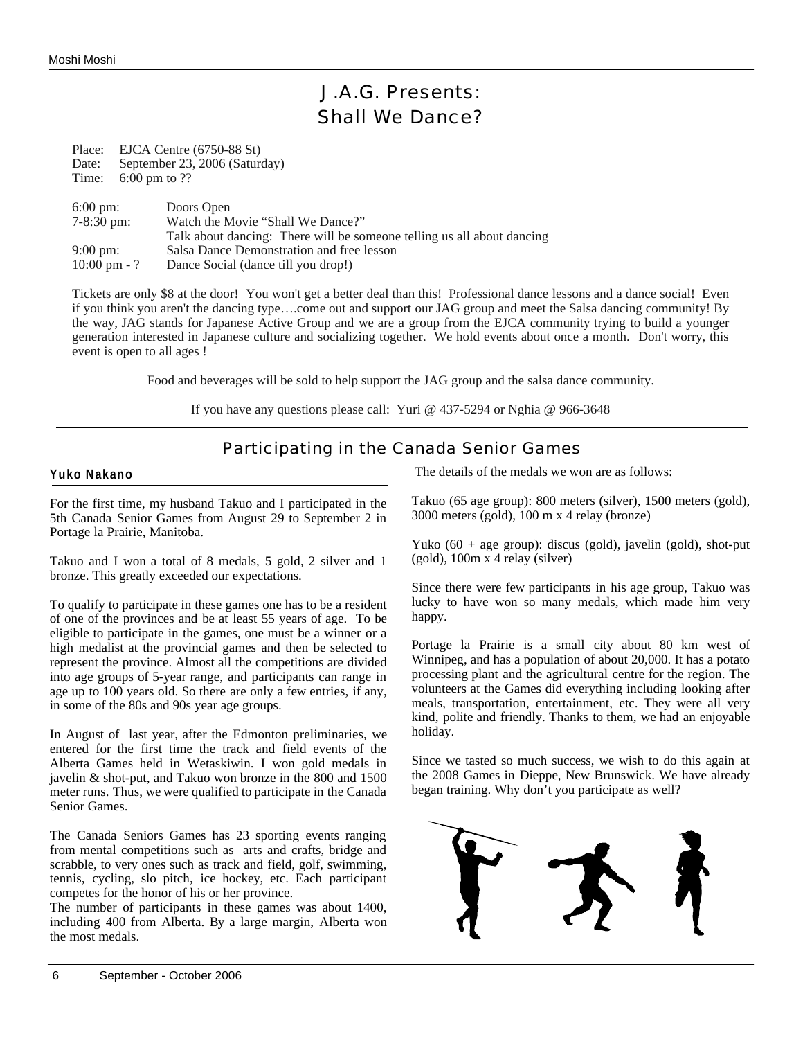# J.A.G. Presents:
# Shall We Dance?

Place: EJCA Centre (6750-88 St)
Date: September 23, 2006 (Saturday)
Time: 6:00 pm to ??

| | |
|---|---|
| 6:00 pm: | Doors Open |
| 7-8:30 pm: | Watch the Movie "Shall We Dance?" Talk about dancing: There will be someone telling us all about dancing |
| 9:00 pm: | Salsa Dance Demonstration and free lesson |
| 10:00 pm - ? | Dance Social (dance till you drop!) |

Tickets are only $8 at the door! You won't get a better deal than this! Professional dance lessons and a dance social! Even if you think you aren't the dancing type….come out and support our JAG group and meet the Salsa dancing community! By the way, JAG stands for Japanese Active Group and we are a group from the EJCA community trying to build a younger generation interested in Japanese culture and socializing together. We hold events about once a month. Don't worry, this event is open to all ages !

Food and beverages will be sold to help support the JAG group and the salsa dance community.

If you have any questions please call: Yuri @ 437-5294 or Nghia @ 966-3648

---

## Participating in the Canada Senior Games

**Yuko Nakano**

For the first time, my husband Takuo and I participated in the 5th Canada Senior Games from August 29 to September 2 in Portage la Prairie, Manitoba.

Takuo and I won a total of 8 medals, 5 gold, 2 silver and 1 bronze. This greatly exceeded our expectations.

To qualify to participate in these games one has to be a resident of one of the provinces and be at least 55 years of age. To be eligible to participate in the games, one must be a winner or a high medalist at the provincial games and then be selected to represent the province. Almost all the competitions are divided into age groups of 5-year range, and participants can range in age up to 100 years old. So there are only a few entries, if any, in some of the 80s and 90s year age groups.

In August of last year, after the Edmonton preliminaries, we entered for the first time the track and field events of the Alberta Games held in Wetaskiwin. I won gold medals in javelin & shot-put, and Takuo won bronze in the 800 and 1500 meter runs. Thus, we were qualified to participate in the Canada Senior Games.

The Canada Seniors Games has 23 sporting events ranging from mental competitions such as arts and crafts, bridge and scrabble, to very ones such as track and field, golf, swimming, tennis, cycling, slo pitch, ice hockey, etc. Each participant competes for the honor of his or her province.

The number of participants in these games was about 1400, including 400 from Alberta. By a large margin, Alberta won the most medals.

The details of the medals we won are as follows:

Takuo (65 age group): 800 meters (silver), 1500 meters (gold), 3000 meters (gold), 100 m x 4 relay (bronze)

Yuko (60 + age group): discus (gold), javelin (gold), shot-put (gold), 100m x 4 relay (silver)

Since there were few participants in his age group, Takuo was lucky to have won so many medals, which made him very happy.

Portage la Prairie is a small city about 80 km west of Winnipeg, and has a population of about 20,000. It has a potato processing plant and the agricultural centre for the region. The volunteers at the Games did everything including looking after meals, transportation, entertainment, etc. They were all very kind, polite and friendly. Thanks to them, we had an enjoyable holiday.

Since we tasted so much success, we wish to do this again at the 2008 Games in Dieppe, New Brunswick. We have already began training. Why don't you participate as well?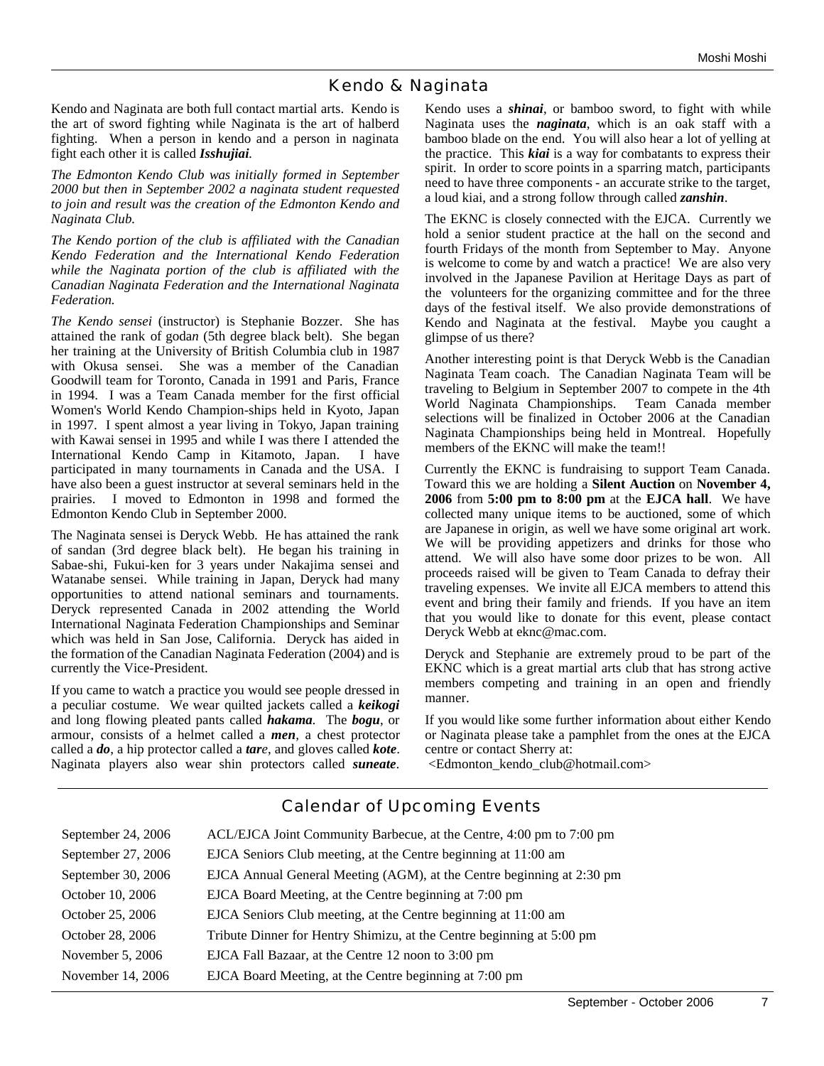## Kendo & Naginata

Kendo and Naginata are both full contact martial arts. Kendo is the art of sword fighting while Naginata is the art of halberd fighting. When a person in kendo and a person in naginata fight each other it is called ***Isshujiai***.

*The Edmonton Kendo Club was initially formed in September 2000 but then in September 2002 a naginata student requested to join and result was the creation of the Edmonton Kendo and Naginata Club.*

*The Kendo portion of the club is affiliated with the Canadian Kendo Federation and the International Kendo Federation while the Naginata portion of the club is affiliated with the Canadian Naginata Federation and the International Naginata Federation.*

*The Kendo sensei* (instructor) is Stephanie Bozzer. She has attained the rank of goda*n* (5th degree black belt). She began her training at the University of British Columbia club in 1987 with Okusa sensei. She was a member of the Canadian Goodwill team for Toronto, Canada in 1991 and Paris, France in 1994. I was a Team Canada member for the first official Women's World Kendo Champion-ships held in Kyoto, Japan in 1997. I spent almost a year living in Tokyo, Japan training with Kawai sensei in 1995 and while I was there I attended the International Kendo Camp in Kitamoto, Japan. I have participated in many tournaments in Canada and the USA. I have also been a guest instructor at several seminars held in the prairies. I moved to Edmonton in 1998 and formed the Edmonton Kendo Club in September 2000.

The Naginata sensei is Deryck Webb. He has attained the rank of sandan (3rd degree black belt). He began his training in Sabae-shi, Fukui-ken for 3 years under Nakajima sensei and Watanabe sensei. While training in Japan, Deryck had many opportunities to attend national seminars and tournaments. Deryck represented Canada in 2002 attending the World International Naginata Federation Championships and Seminar which was held in San Jose, California. Deryck has aided in the formation of the Canadian Naginata Federation (2004) and is currently the Vice-President.

If you came to watch a practice you would see people dressed in a peculiar costume. We wear quilted jackets called a ***keikogi*** and long flowing pleated pants called ***hakama***. The ***bogu***, or armour, consists of a helmet called a ***men***, a chest protector called a ***do***, a hip protector called a ***tar****e*, and gloves called ***kote***. Naginata players also wear shin protectors called ***suneate***.

Kendo uses a ***shinai***, or bamboo sword, to fight with while Naginata uses the ***naginata***, which is an oak staff with a bamboo blade on the end. You will also hear a lot of yelling at the practice. This ***kiai*** is a way for combatants to express their spirit. In order to score points in a sparring match, participants need to have three components - an accurate strike to the target, a loud kiai, and a strong follow through called ***zanshin***.

The EKNC is closely connected with the EJCA. Currently we hold a senior student practice at the hall on the second and fourth Fridays of the month from September to May. Anyone is welcome to come by and watch a practice! We are also very involved in the Japanese Pavilion at Heritage Days as part of the volunteers for the organizing committee and for the three days of the festival itself. We also provide demonstrations of Kendo and Naginata at the festival. Maybe you caught a glimpse of us there?

Another interesting point is that Deryck Webb is the Canadian Naginata Team coach. The Canadian Naginata Team will be traveling to Belgium in September 2007 to compete in the 4th World Naginata Championships. Team Canada member selections will be finalized in October 2006 at the Canadian Naginata Championships being held in Montreal. Hopefully members of the EKNC will make the team!!

Currently the EKNC is fundraising to support Team Canada. Toward this we are holding a **Silent Auction** on **November 4, 2006** from **5:00 pm to 8:00 pm** at the **EJCA hall**. We have collected many unique items to be auctioned, some of which are Japanese in origin, as well we have some original art work. We will be providing appetizers and drinks for those who attend. We will also have some door prizes to be won. All proceeds raised will be given to Team Canada to defray their traveling expenses. We invite all EJCA members to attend this event and bring their family and friends. If you have an item that you would like to donate for this event, please contact Deryck Webb at eknc@mac.com.

Deryck and Stephanie are extremely proud to be part of the EKNC which is a great martial arts club that has strong active members competing and training in an open and friendly manner.

If you would like some further information about either Kendo or Naginata please take a pamphlet from the ones at the EJCA centre or contact Sherry at:
<Edmonton_kendo_club@hotmail.com>

## Calendar of Upcoming Events

| | |
|---|---|
| September 24, 2006 | ACL/EJCA Joint Community Barbecue, at the Centre, 4:00 pm to 7:00 pm |
| September 27, 2006 | EJCA Seniors Club meeting, at the Centre beginning at 11:00 am |
| September 30, 2006 | EJCA Annual General Meeting (AGM), at the Centre beginning at 2:30 pm |
| October 10, 2006 | EJCA Board Meeting, at the Centre beginning at 7:00 pm |
| October 25, 2006 | EJCA Seniors Club meeting, at the Centre beginning at 11:00 am |
| October 28, 2006 | Tribute Dinner for Hentry Shimizu, at the Centre beginning at 5:00 pm |
| November 5, 2006 | EJCA Fall Bazaar, at the Centre 12 noon to 3:00 pm |
| November 14, 2006 | EJCA Board Meeting, at the Centre beginning at 7:00 pm |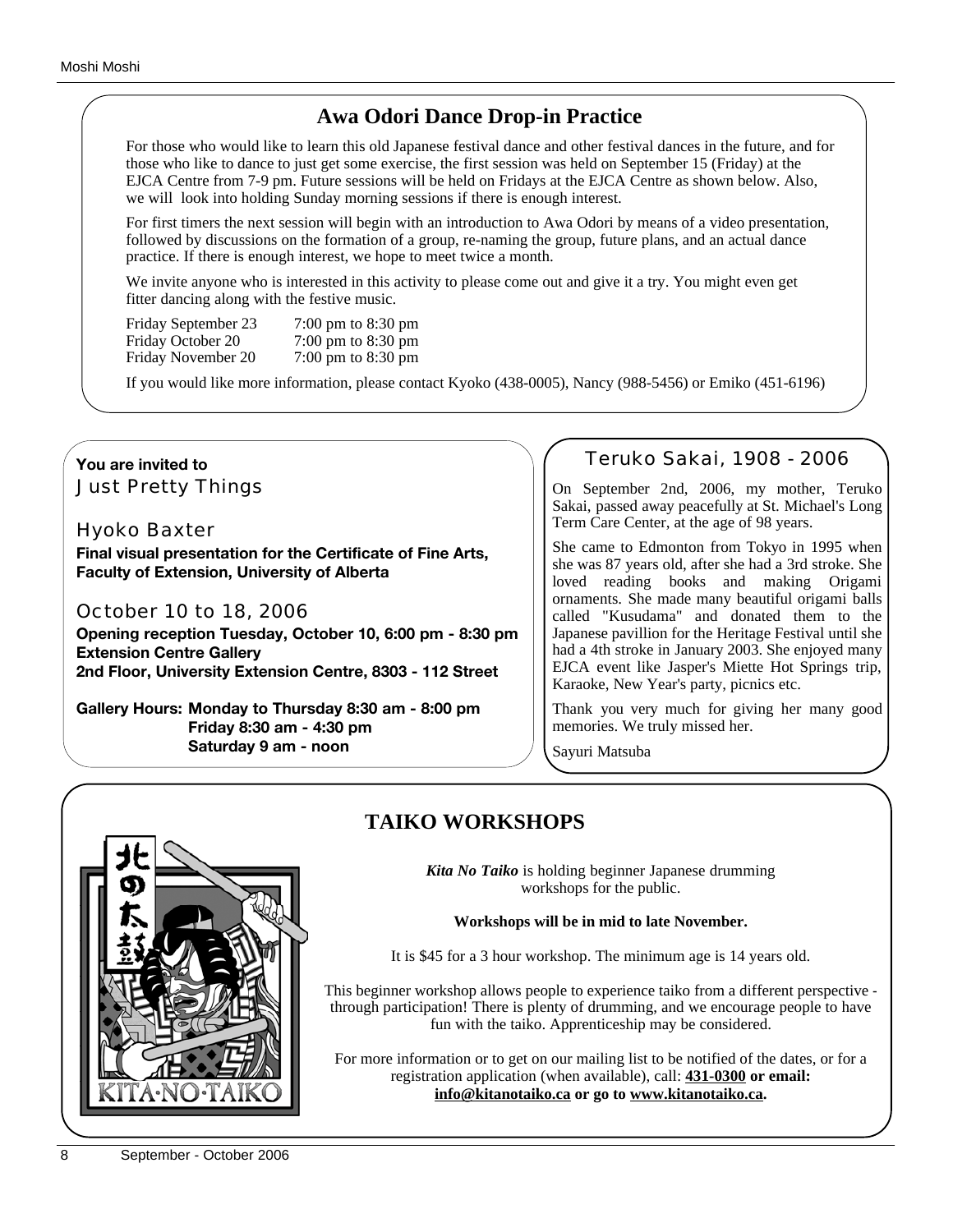## Awa Odori Dance Drop-in Practice

For those who would like to learn this old Japanese festival dance and other festival dances in the future, and for those who like to dance to just get some exercise, the first session was held on September 15 (Friday) at the EJCA Centre from 7-9 pm. Future sessions will be held on Fridays at the EJCA Centre as shown below. Also, we will look into holding Sunday morning sessions if there is enough interest.

For first timers the next session will begin with an introduction to Awa Odori by means of a video presentation, followed by discussions on the formation of a group, re-naming the group, future plans, and an actual dance practice. If there is enough interest, we hope to meet twice a month.

We invite anyone who is interested in this activity to please come out and give it a try. You might even get fitter dancing along with the festive music.

| | |
|---|---|
| Friday September 23 | 7:00 pm to 8:30 pm |
| Friday October 20 | 7:00 pm to 8:30 pm |
| Friday November 20 | 7:00 pm to 8:30 pm |

If you would like more information, please contact Kyoko (438-0005), Nancy (988-5456) or Emiko (451-6196)

**You are invited to**

## Just Pretty Things

### Hyoko Baxter

**Final visual presentation for the Certificate of Fine Arts, Faculty of Extension, University of Alberta**

### October 10 to 18, 2006

**Opening reception Tuesday, October 10, 6:00 pm - 8:30 pm**
**Extension Centre Gallery**
**2nd Floor, University Extension Centre, 8303 - 112 Street**

**Gallery Hours: Monday to Thursday 8:30 am - 8:00 pm**
**Friday 8:30 am - 4:30 pm**
**Saturday 9 am - noon**

## Teruko Sakai, 1908 - 2006

On September 2nd, 2006, my mother, Teruko Sakai, passed away peacefully at St. Michael's Long Term Care Center, at the age of 98 years.

She came to Edmonton from Tokyo in 1995 when she was 87 years old, after she had a 3rd stroke. She loved reading books and making Origami ornaments. She made many beautiful origami balls called "Kusudama" and donated them to the Japanese pavillion for the Heritage Festival until she had a 4th stroke in January 2003. She enjoyed many EJCA event like Jasper's Miette Hot Springs trip, Karaoke, New Year's party, picnics etc.

Thank you very much for giving her many good memories. We truly missed her.

Sayuri Matsuba

## TAIKO WORKSHOPS

***Kita No Taiko*** is holding beginner Japanese drumming workshops for the public.

**Workshops will be in mid to late November.**

It is $45 for a 3 hour workshop. The minimum age is 14 years old.

This beginner workshop allows people to experience taiko from a different perspective - through participation! There is plenty of drumming, and we encourage people to have fun with the taiko. Apprenticeship may be considered.

For more information or to get on our mailing list to be notified of the dates, or for a registration application (when available), call: **431-0300 or email: info@kitanotaiko.ca or go to www.kitanotaiko.ca.**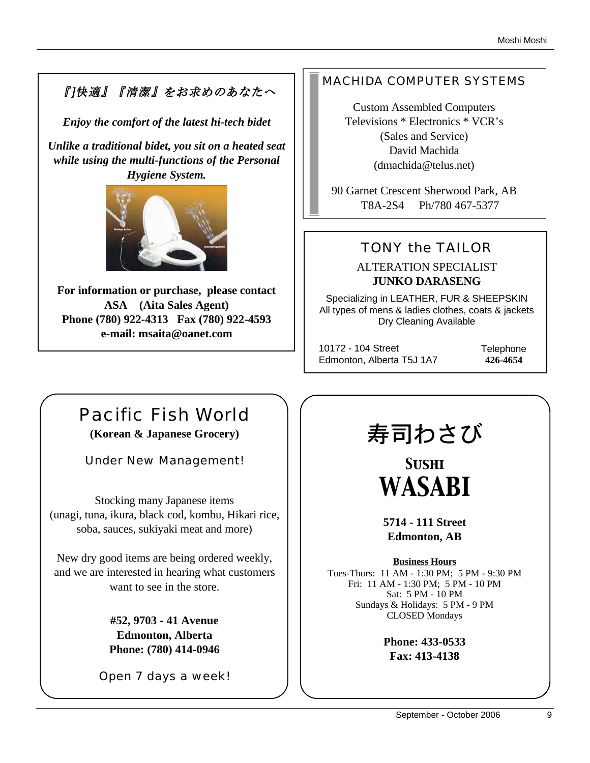*『]快適』『清潔』をお求めのあなたへ*

***Enjoy the comfort of the latest hi-tech bidet***

***Unlike a traditional bidet, you sit on a heated seat while using the multi-functions of the Personal Hygiene System.***

**For information or purchase, please contact**
**ASA (Aita Sales Agent)**
**Phone (780) 922-4313 Fax (780) 922-4593**
**e-mail: msaita@oanet.com**

---

## MACHIDA COMPUTER SYSTEMS

Custom Assembled Computers
Televisions * Electronics * VCR's
(Sales and Service)
David Machida
(dmachida@telus.net)

90 Garnet Crescent Sherwood Park, AB
T8A-2S4 Ph/780 467-5377

---

## TONY the TAILOR

ALTERATION SPECIALIST
**JUNKO DARASENG**

Specializing in LEATHER, FUR & SHEEPSKIN
All types of mens & ladies clothes, coats & jackets
Dry Cleaning Available

10172 - 104 Street
Edmonton, Alberta T5J 1A7

Telephone
**426-4654**

---

## Pacific Fish World

**(Korean & Japanese Grocery)**

Under New Management!

Stocking many Japanese items
(unagi, tuna, ikura, black cod, kombu, Hikari rice, soba, sauces, sukiyaki meat and more)

New dry good items are being ordered weekly, and we are interested in hearing what customers want to see in the store.

**#52, 9703 - 41 Avenue**
**Edmonton, Alberta**
**Phone: (780) 414-0946**

Open 7 days a week!

---

# 寿司わさび

## SUSHI WASABI

**5714 - 111 Street**
**Edmonton, AB**

**Business Hours**

Tues-Thurs: 11 AM - 1:30 PM; 5 PM - 9:30 PM
Fri: 11 AM - 1:30 PM; 5 PM - 10 PM
Sat: 5 PM - 10 PM
Sundays & Holidays: 5 PM - 9 PM
CLOSED Mondays

**Phone: 433-0533**
**Fax: 413-4138**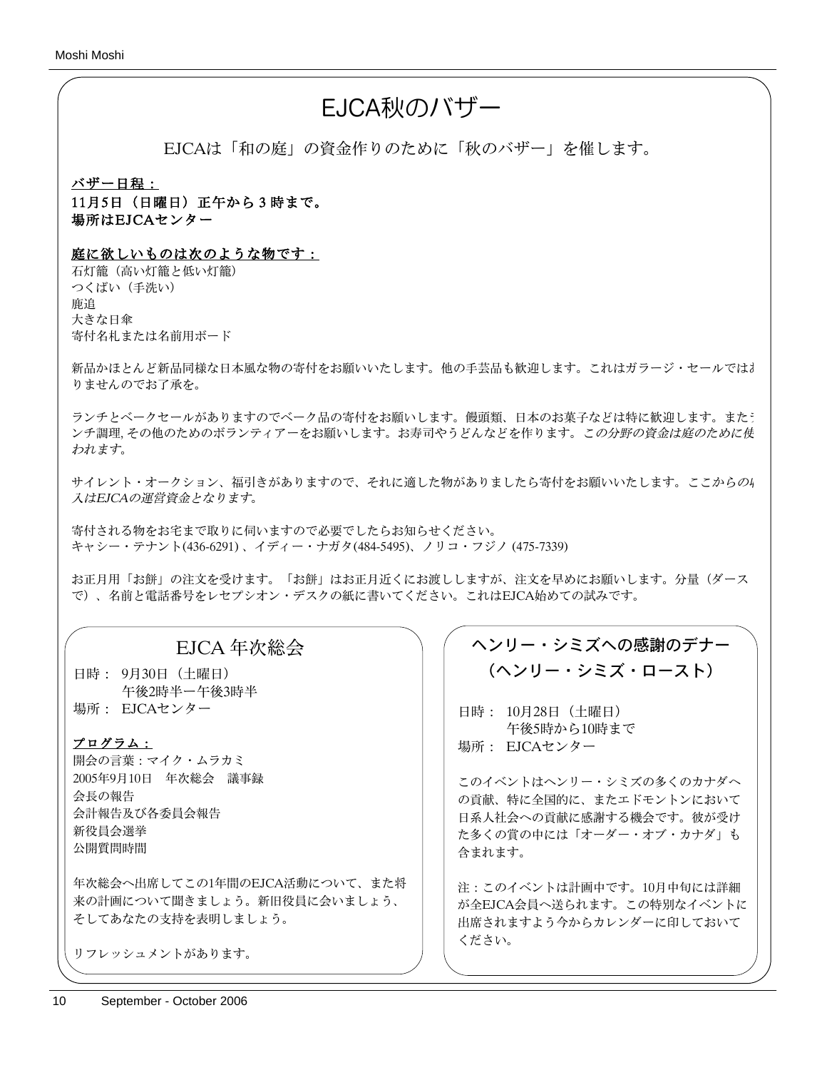# EJCA秋のバザー

EJCAは「和の庭」の資金作りのために「秋のバザー」を催します。

**バザー日程：**
**11月5日（日曜日）正午から３時まで。**
**場所はEJCAセンター**

**庭に欲しいものは次のような物です：**

石灯籠（高い灯籠と低い灯籠）
つくばい（手洗い）
鹿追
大きな日傘
寄付名札または名前用ボード

新品かほとんど新品同様な日本風な物の寄付をお願いいたします。他の手芸品も歓迎します。これはガラージ・セールではありませんのでお了承を。

ランチとベークセールがありますのでベーク品の寄付をお願いします。饅頭類、日本のお菓子などは特に歓迎します。またランチ調理, その他のためのボランティアーをお願いします。お寿司やうどんなどを作ります。*この分野の資金は庭のために使われます。*

サイレント・オークション、福引きがありますので、それに適した物がありましたら寄付をお願いいたします。*ここからの収入はEJCAの運営資金となります。*

寄付される物をお宅まで取りに伺いますので必要でしたらお知らせください。
キャシー・テナント(436-6291)、イディー・ナガタ(484-5495)、ノリコ・フジノ (475-7339)

お正月用「お餅」の注文を受けます。「お餅」はお正月近くにお渡ししますが、注文を早めにお願いします。分量（ダースで）、名前と電話番号をレセプシオン・デスクの紙に書いてください。これはEJCA始めての試みです。

## EJCA 年次総会

日時：	9月30日（土曜日）
	午後2時半ー午後3時半
場所：	EJCAセンター

**プログラム：**

開会の言葉：マイク・ムラカミ
2005年9月10日　年次総会　議事録
会長の報告
会計報告及び各委員会報告
新役員会選挙
公開質問時間

年次総会へ出席してこの1年間のEJCA活動について、また将来の計画について聞きましょう。新旧役員に会いましょう、そしてあなたの支持を表明しましょう。

リフレッシュメントがあります。

## ヘンリー・シミズへの感謝のデナー（ヘンリー・シミズ・ロースト）

日時：	10月28日（土曜日）
	午後5時から10時まで
場所：	EJCAセンター

このイベントはヘンリー・シミズの多くのカナダへの貢献、特に全国的に、またエドモントンにおいて日系人社会への貢献に感謝する機会です。彼が受けた多くの賞の中には「オーダー・オブ・カナダ」も含まれます。

注：このイベントは計画中です。10月中旬には詳細が全EJCA会員へ送られます。この特別なイベントに出席されますよう今からカレンダーに印しておいてください。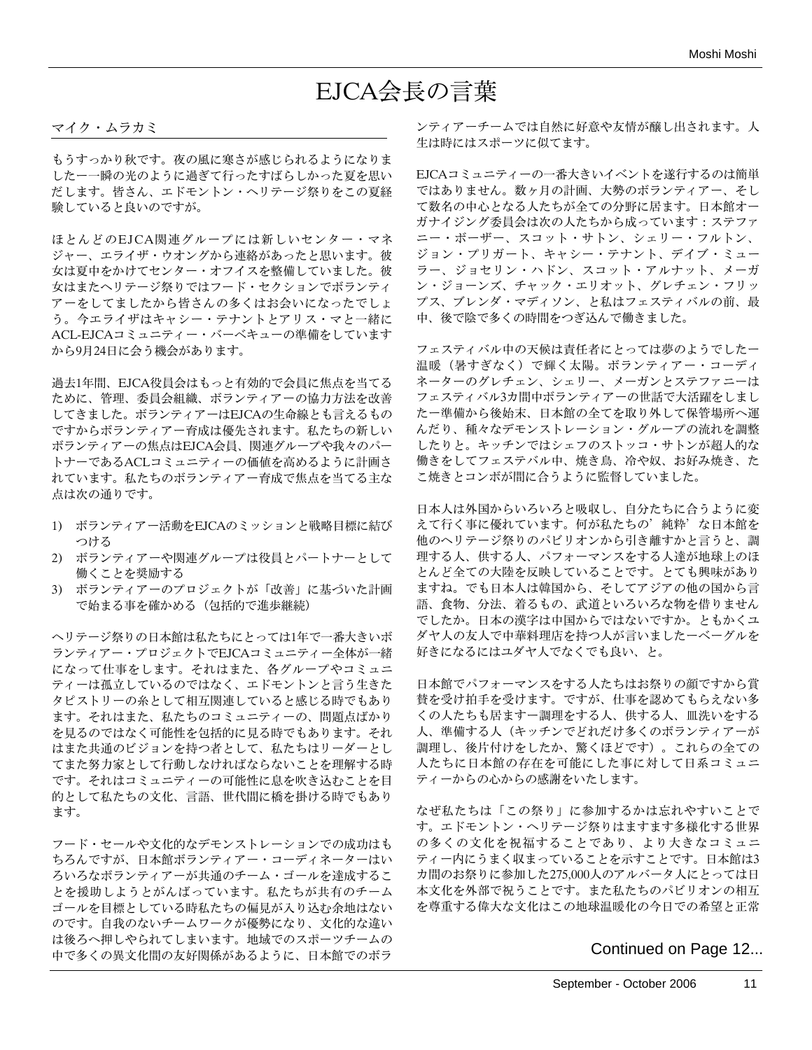# EJCA会長の言葉

マイク・ムラカミ

もうすっかり秋です。夜の風に寒さが感じられるようになりましたー一瞬の光のように過ぎて行ったすばらしかった夏を思いだします。皆さん、エドモントン・ヘリテージ祭りをこの夏経験していると良いのですが。

ほとんどのEJCA関連グループには新しいセンター・マネジャー、エライザ・ウオングから連絡があったと思います。彼女は夏中をかけてセンター・オフィスを整備していました。彼女はまたヘリテージ祭りではフード・セクションでボランティアーをしてましたから皆さんの多くはお会いになったでしょう。今エライザはキャシー・テナントとアリス・マと一緒にACL-EJCAコミュニティー・バーベキューの準備をしていますから9月24日に会う機会があります。

過去1年間、EJCA役員会はもっと有効的で会員に焦点を当てるために、管理、委員会組織、ボランティアーの協力方法を改善してきました。ボランティアーはEJCAの生命線とも言えるものですからボランティアー育成は優先されます。私たちの新しいボランティアーの焦点はEJCA会員、関連グループや我々のパートナーであるACLコミュニティーの価値を高めるように計画されています。私たちのボランティアー育成で焦点を当てる主な点は次の通りです。

1) ボランティアー活動をEJCAのミッションと戦略目標に結びつける
2) ボランティアーや関連グループは役員とパートナーとして働くことを奨励する
3) ボランティアーのプロジェクトが「改善」に基づいた計画で始まる事を確かめる（包括的で進歩継続）

ヘリテージ祭りの日本館は私たちにとっては1年で一番大きいボランティアー・プロジェクトでEJCAコミュニティー全体が一緒になって仕事をします。それはまた、各グループやコミュニティーは孤立しているのではなく、エドモントンと言う生きたタピストリーの糸として相互関連していると感じる時でもあります。それはまた、私たちのコミュニティーの、問題点ばかりを見るのではなく可能性を包括的に見る時でもあります。それはまた共通のビジョンを持つ者として、私たちはリーダーとしてまた努力家として行動しなければならないことを理解する時です。それはコミュニティーの可能性に息を吹き込むことを目的として私たちの文化、言語、世代間に橋を掛ける時でもあります。

フード・セールや文化的なデモンストレーションでの成功はもちろんですが、日本館ボランティアー・コーディネーターはいろいろなボランティアーが共通のチーム・ゴールを達成することを援助しようとがんばっています。私たちが共有のチーム・ゴールを目標としている時私たちの偏見が入り込む余地はないのです。自我のないチームワークが優勢になり、文化的な違いは後ろへ押しやられてしまいます。地域でのスポーツチームの中で多くの異文化間の友好関係があるように、日本館でのボランティアーチームでは自然に好意や友情が醸し出されます。人生は時にはスポーツに似てます。

EJCAコミュニティーの一番大きいイベントを遂行するのは簡単ではありません。数ヶ月の計画、大勢のボランティアー、そして数名の中心となる人たちが全ての分野に居ます。日本館オーガナイジング委員会は次の人たちから成っています：ステファニー・ボーザー、スコット・サトン、シェリー・フルトン、ジョン・プリガート、キャシー・テナント、デイブ・ミューラー、ジョセリン・ハドン、スコット・アルナット、メーガン・ジョーンズ、チャック・エリオット、グレチェン・フリップス、ブレンダ・マディソン、と私はフェスティバルの前、最中、後で陰で多くの時間をつぎ込んで働きました。

フェスティバル中の天候は責任者にとっては夢のようでしたー温暖（暑すぎなく）で輝く太陽。ボランティアー・コーディネーターのグレチェン、シェリー、メーガンとステファニーはフェスティバル3カ間中ボランティアーの世話で大活躍をしましたー準備から後始末、日本館の全てを取り外して保管場所へ運んだり、種々なデモンストレーション・グループの流れを調整したりと。キッチンではシェフのストッコ・サトンが超人的な働きをしてフェステバル中、焼き鳥、冷や奴、お好み焼き、たこ焼きとコンボが間に合うように監督していました。

日本人は外国からいろいろと吸収し、自分たちに合うように変えて行く事に優れています。何が私たちの’純粋’な日本館を他のヘリテージ祭りのパビリオンから引き離すかと言うと、調理する人、供する人、パフォーマンスをする人達が地球上のほとんど全ての大陸を反映していることです。とても興味がありますね。でも日本人は韓国から、そしてアジアの他の国から言語、食物、分法、着るもの、武道といろいろな物を借りませんでしたか。日本の漢字は中国からではないですか。ともかくユダヤ人の友人で中華料理店を持つ人が言いましたーベーグルを好きになるにはユダヤ人でなくでも良い、と。

日本館でパフォーマンスをする人たちはお祭りの顔ですから賞賛を受け拍手を受けます。ですが、仕事を認めてもらえない多くの人たちも居ますー調理をする人、供する人、皿洗いをする人、準備する人（キッチンでどれだけ多くのボランティアーが調理し、後片付けをしたか、驚くほどです）。これらの全ての人たちに日本館の存在を可能にした事に対して日系コミュニティーからの心からの感謝をいたします。

なぜ私たちは「この祭り」に参加するかは忘れやすいことです。エドモントン・ヘリテージ祭りはますます多様化する世界の多くの文化を祝福することであり、より大きなコミュニティー内にうまく収まっていることを示すことです。日本館は3カ間のお祭りに参加した275,000人のアルバータ人にとっては日本文化を外部で祝うことです。また私たちのパビリオンの相互を尊重する偉大な文化はこの地球温暖化の今日での希望と正常

Continued on Page 12...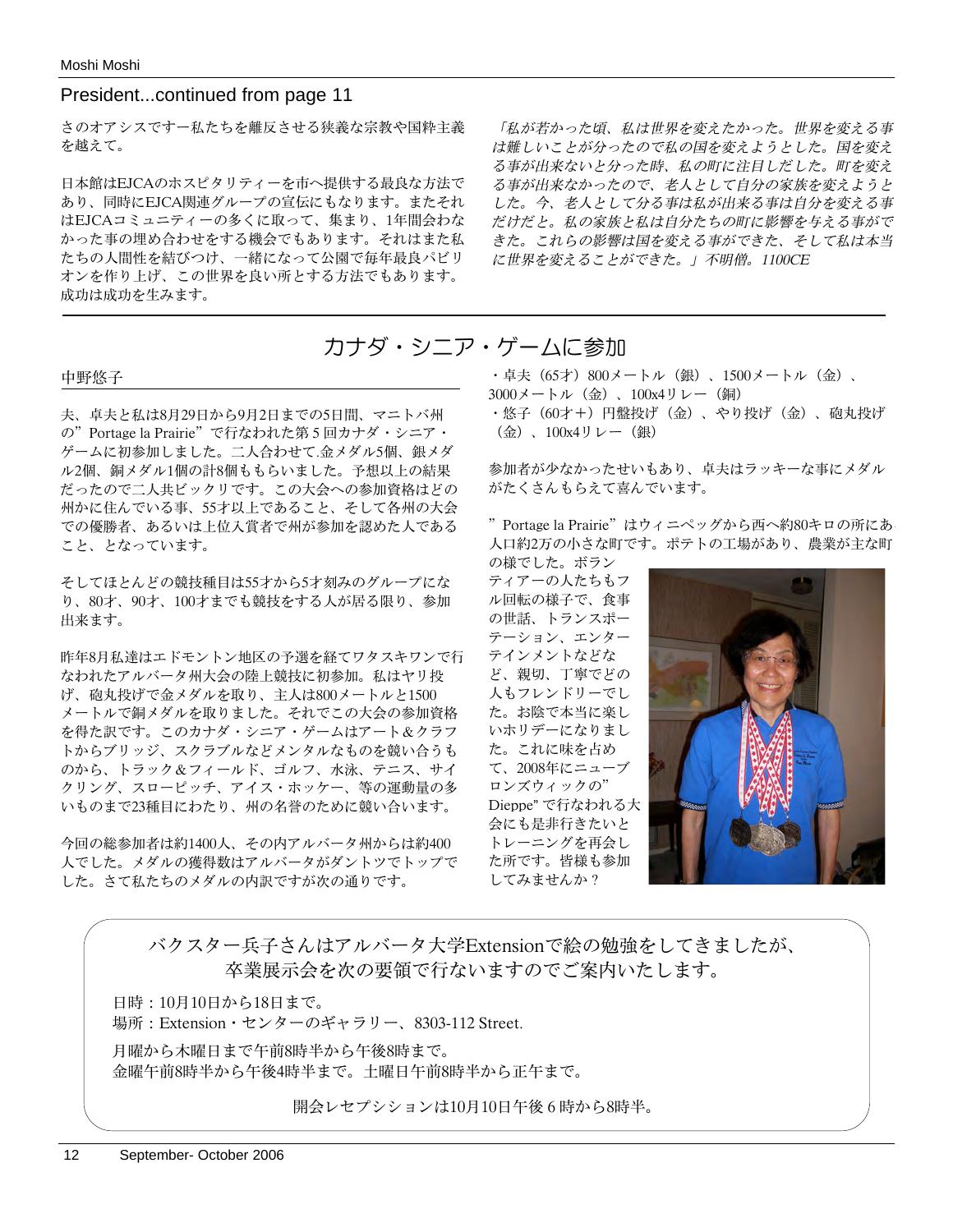## President...continued from page 11

さのオアシスですー私たちを離反させる狭義な宗教や国粋主義を越えて。

日本館はEJCAのホスピタリティーを市へ提供する最良な方法であり、同時にEJCA関連グループの宣伝にもなります。またそれはEJCAコミュニティーの多くに取って、集まり、1年間会わなかった事の埋め合わせをする機会でもあります。それはまた私たちの人間性を結びつけ、一緒になって公園で毎年最良パビリオンを作り上げ、この世界を良い所とする方法でもあります。成功は成功を生みます。

*「私が若かった頃、私は世界を変えたかった。世界を変える事は難しいことが分ったので私の国を変えようとした。国を変える事が出来ないと分った時、私の町に注目しだした。町を変える事が出来なかったので、老人として自分の家族を変えようとした。今、老人として分る事は私が出来る事は自分を変える事だけだと。私の家族と私は自分たちの町に影響を与える事ができた。これらの影響は国を変える事ができた、そして私は本当に世界を変えることができた。」不明僧。1100CE*

# カナダ・シニア・ゲームに参加

中野悠子

夫、卓夫と私は8月29日から9月2日までの5日間、マニトバ州の”Portage la Prairie”で行なわれた第５回カナダ・シニア・ゲームに初参加しました。二人合わせて.金メダル5個、銀メダル2個、銅メダル1個の計8個ももらいました。予想以上の結果だったので二人共ビックリです。この大会への参加資格はどの州かに住んでいる事、55才以上であること、そして各州の大会での優勝者、あるいは上位入賞者で州が参加を認めた人であること、となっています。

そしてほとんどの競技種目は55才から5才刻みのグループになり、80才、90才、100才までも競技をする人が居る限り、参加出来ます。

昨年8月私達はエドモントン地区の予選を経てワタスキワンで行なわれたアルバータ州大会の陸上競技に初参加。私はヤリ投げ、砲丸投げで金メダルを取り、主人は800メートルと1500メートルで銅メダルを取りました。それでこの大会の参加資格を得た訳です。このカナダ・シニア・ゲームはアート＆クラフトからブリッジ、スクラブルなどメンタルなものを競い合うものから、トラック＆フィールド、ゴルフ、水泳、テニス、サイクリング、スローピッチ、アイス・ホッケー、等の運動量の多いものまで23種目にわたり、州の名誉のために競い合います。

今回の総参加者は約1400人、その内アルバータ州からは約400人でした。メダルの獲得数はアルバータがダントツでトップでした。さて私たちのメダルの内訳ですが次の通りです。

・卓夫（65才）800メートル（銀）、1500メートル（金）、3000メートル（金）、100x4リレー（銅）
・悠子（60才＋）円盤投げ（金）、やり投げ（金）、砲丸投げ（金）、100x4リレー（銀）

参加者が少なかったせいもあり、卓夫はラッキーな事にメダルがたくさんもらえて喜んでいます。

”Portage la Prairie”はウィニペッグから西へ約80キロの所にあ人口約2万の小さな町です。ポテトの工場があり、農業が主な町の様でした。ボランティアーの人たちもフル回転の様子で、食事の世話、トランスポーテーション、エンターテインメントなどなど、親切、丁寧でどの人もフレンドリーでした。お陰で本当に楽しいホリデーになりました。これに味を占めて、2008年にニューブロンズウィックの”Dieppe"で行なわれる大会にも是非行きたいとトレーニングを再会した所です。皆様も参加してみませんか？

---

バクスター兵子さんはアルバータ大学Extensionで絵の勉強をしてきましたが、卒業展示会を次の要領で行ないますのでご案内いたします。

日時：10月10日から18日まで。
場所：Extension・センターのギャラリー、8303-112 Street.

月曜から木曜日まで午前8時半から午後8時まで。
金曜午前8時半から午後4時半まで。土曜日午前8時半から正午まで。

開会レセプションは10月10日午後６時から8時半。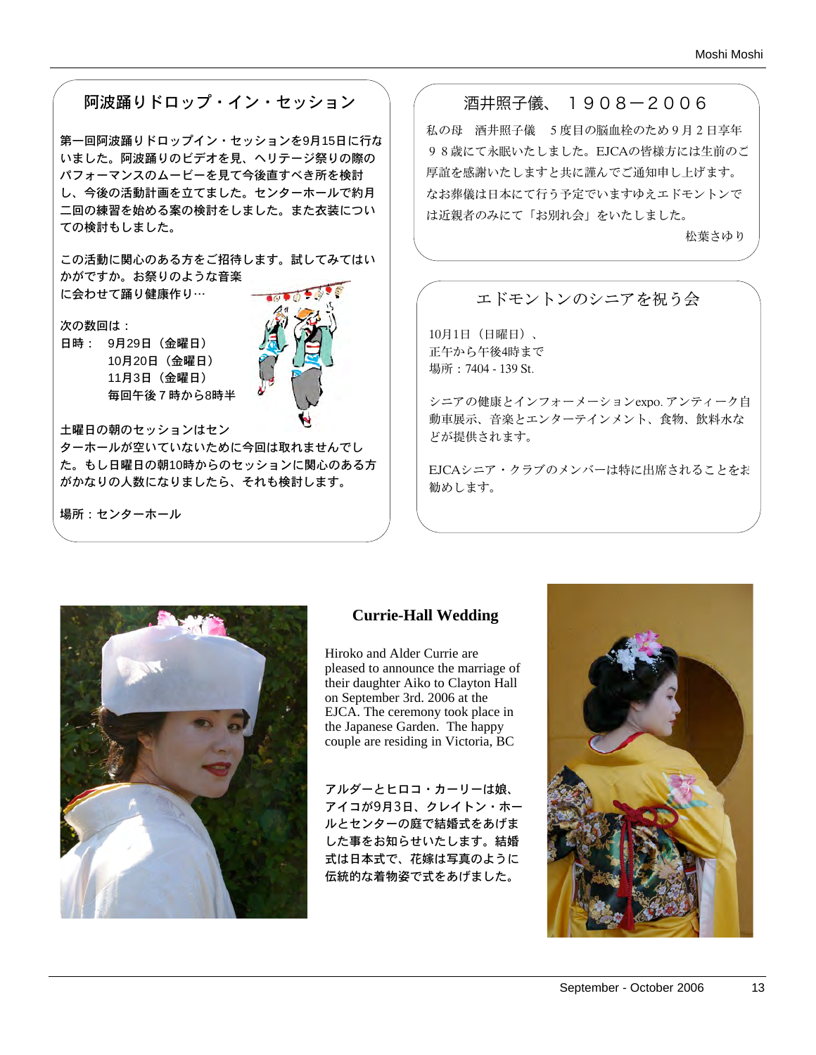## 阿波踊りドロップ・イン・セッション

第一回阿波踊りドロップイン・セッションを9月15日に行ないました。阿波踊りのビデオを見、ヘリテージ祭りの際のパフォーマンスのムービーを見て今後直すべき所を検討し、今後の活動計画を立てました。センターホールで約月二回の練習を始める案の検討をしました。また衣装についての検討もしました。

この活動に関心のある方をご招待します。試してみてはいかがですか。お祭りのような音楽に会わせて踊り健康作り…

次の数回は：
日時：　9月29日（金曜日）
　　　　10月20日（金曜日）
　　　　11月3日（金曜日）
　　　　毎回午後７時から8時半

土曜日の朝のセッションはセンターホールが空いていないために今回は取れませんでした。もし日曜日の朝10時からのセッションに関心のある方がかなりの人数になりましたら、それも検討します。

場所：センターホール

## 酒井照子儀、１９０８－２００６

私の母　酒井照子儀　５度目の脳血栓のため９月２日享年９８歳にて永眠いたしました。EJCAの皆様方には生前のご厚誼を感謝いたしますと共に謹んでご通知申し上げます。なお葬儀は日本にて行う予定でいますゆえエドモントンでは近親者のみにて「お別れ会」をいたしました。

松葉さゆり

## エドモントンのシニアを祝う会

10月1日（日曜日）、
正午から午後4時まで
場所：7404 - 139 St.

シニアの健康とインフォーメーションexpo. アンティーク自動車展示、音楽とエンターテインメント、食物、飲料水などが提供されます。

EJCAシニア・クラブのメンバーは特に出席されることをお勧めします。

## Currie-Hall Wedding

Hiroko and Alder Currie are pleased to announce the marriage of their daughter Aiko to Clayton Hall on September 3rd. 2006 at the EJCA. The ceremony took place in the Japanese Garden. The happy couple are residing in Victoria, BC

アルダーとヒロコ・カーリーは娘、アイコが9月3日、クレイトン・ホールとセンターの庭で結婚式をあげました事をお知らせいたします。結婚式は日本式で、花嫁は写真のように伝統的な着物姿で式をあげました。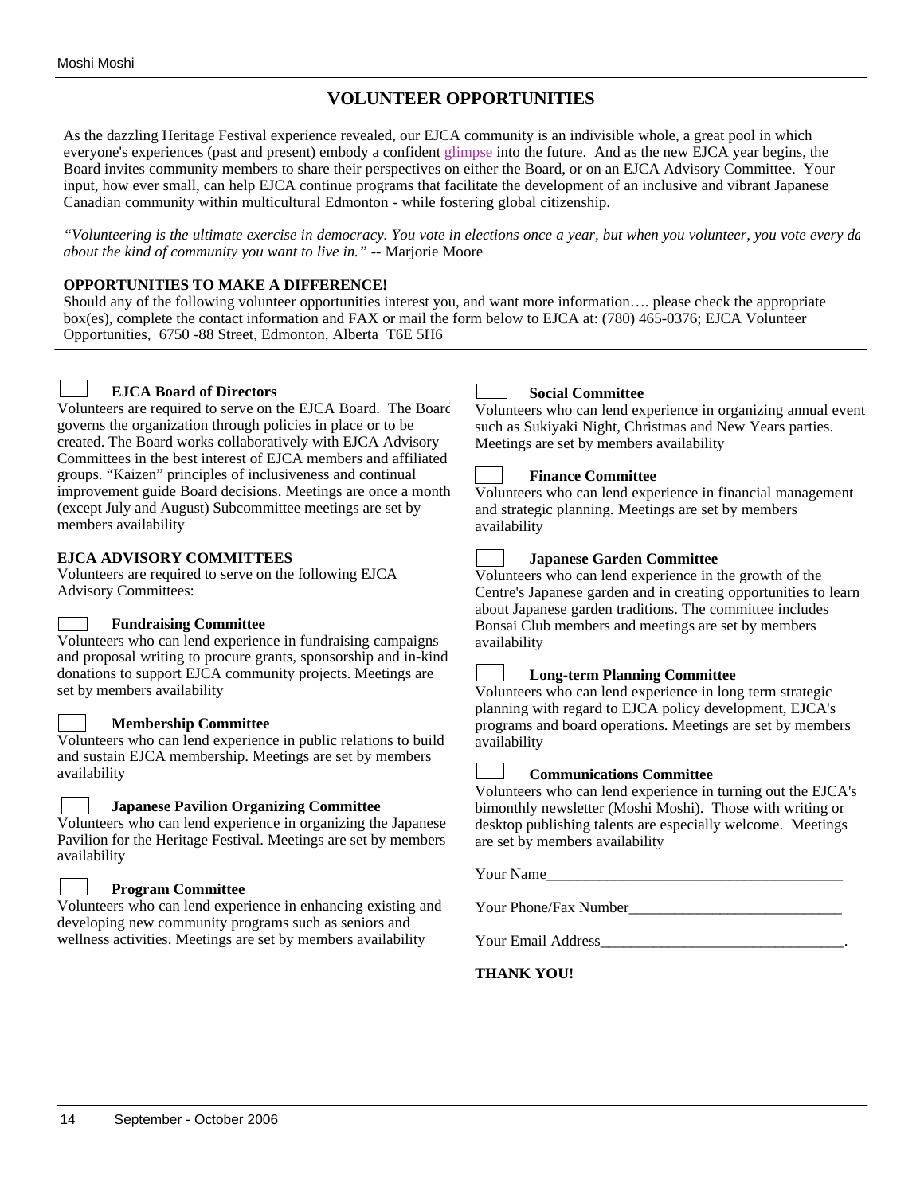# VOLUNTEER OPPORTUNITIES

As the dazzling Heritage Festival experience revealed, our EJCA community is an indivisible whole, a great pool in which everyone's experiences (past and present) embody a confident glimpse into the future. And as the new EJCA year begins, the Board invites community members to share their perspectives on either the Board, or on an EJCA Advisory Committee. Your input, how ever small, can help EJCA continue programs that facilitate the development of an inclusive and vibrant Japanese Canadian community within multicultural Edmonton - while fostering global citizenship.

*"Volunteering is the ultimate exercise in democracy. You vote in elections once a year, but when you volunteer, you vote every day about the kind of community you want to live in."* -- Marjorie Moore

**OPPORTUNITIES TO MAKE A DIFFERENCE!**

Should any of the following volunteer opportunities interest you, and want more information…. please check the appropriate box(es), complete the contact information and FAX or mail the form below to EJCA at: (780) 465-0376; EJCA Volunteer Opportunities, 6750 -88 Street, Edmonton, Alberta T6E 5H6

---

☐ **EJCA Board of Directors**

Volunteers are required to serve on the EJCA Board. The Board governs the organization through policies in place or to be created. The Board works collaboratively with EJCA Advisory Committees in the best interest of EJCA members and affiliated groups. "Kaizen" principles of inclusiveness and continual improvement guide Board decisions. Meetings are once a month (except July and August) Subcommittee meetings are set by members availability

**EJCA ADVISORY COMMITTEES**

Volunteers are required to serve on the following EJCA Advisory Committees:

☐ **Fundraising Committee**

Volunteers who can lend experience in fundraising campaigns and proposal writing to procure grants, sponsorship and in-kind donations to support EJCA community projects. Meetings are set by members availability

☐ **Membership Committee**

Volunteers who can lend experience in public relations to build and sustain EJCA membership. Meetings are set by members availability

☐ **Japanese Pavilion Organizing Committee**

Volunteers who can lend experience in organizing the Japanese Pavilion for the Heritage Festival. Meetings are set by members availability

☐ **Program Committee**

Volunteers who can lend experience in enhancing existing and developing new community programs such as seniors and wellness activities. Meetings are set by members availability

☐ **Social Committee**

Volunteers who can lend experience in organizing annual events such as Sukiyaki Night, Christmas and New Years parties. Meetings are set by members availability

☐ **Finance Committee**

Volunteers who can lend experience in financial management and strategic planning. Meetings are set by members availability

☐ **Japanese Garden Committee**

Volunteers who can lend experience in the growth of the Centre's Japanese garden and in creating opportunities to learn about Japanese garden traditions. The committee includes Bonsai Club members and meetings are set by members availability

☐ **Long-term Planning Committee**

Volunteers who can lend experience in long term strategic planning with regard to EJCA policy development, EJCA's programs and board operations. Meetings are set by members availability

☐ **Communications Committee**

Volunteers who can lend experience in turning out the EJCA's bimonthly newsletter (Moshi Moshi). Those with writing or desktop publishing talents are especially welcome. Meetings are set by members availability

Your Name_______________________________________

Your Phone/Fax Number____________________________

Your Email Address________________________________.

**THANK YOU!**